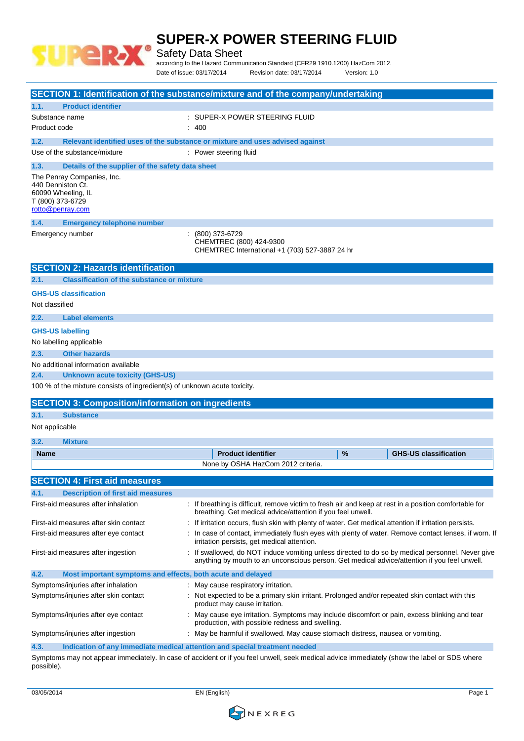# SUPER-X POWER STEERING FLUID

Safety Data Sheet

according to the Hazard Communication Standard (CFR29 1910.1200) HazCom 2012.

Date of issue: 03/17/2014 Revision date: 03/17/2014 Version: 1.0

## SECTION 1: Identification of the substance/mixture and of the company/undertaking

### 1.1. Product identifier

Substance name : SUPER-X POWER STEERING FLUID

Product code : 400

### 1.2. Relevant identified uses of the substance or mixture and uses advised against

Use of the substance/mixture : Power steering fluid

### 1.3. Details of the supplier of the safety data sheet

The Penray Companies, Inc.
440 Denniston Ct.
60090 Wheeling, IL
T (800) 373-6729
rotto@penray.com

### 1.4. Emergency telephone number

Emergency number : (800) 373-6729
CHEMTREC (800) 424-9300
CHEMTREC International +1 (703) 527-3887 24 hr

## SECTION 2: Hazards identification

### 2.1. Classification of the substance or mixture

**GHS-US classification**

Not classified

### 2.2. Label elements

**GHS-US labelling**

No labelling applicable

### 2.3. Other hazards

No additional information available

### 2.4. Unknown acute toxicity (GHS-US)

100 % of the mixture consists of ingredient(s) of unknown acute toxicity.

## SECTION 3: Composition/information on ingredients

### 3.1. Substance

Not applicable

### 3.2. Mixture

| Name | Product identifier | % | GHS-US classification |
|---|---|---|---|
| None by OSHA HazCom 2012 criteria. | | | |

## SECTION 4: First aid measures

### 4.1. Description of first aid measures

First-aid measures after inhalation : If breathing is difficult, remove victim to fresh air and keep at rest in a position comfortable for breathing. Get medical advice/attention if you feel unwell.

First-aid measures after skin contact : If irritation occurs, flush skin with plenty of water. Get medical attention if irritation persists.

First-aid measures after eye contact : In case of contact, immediately flush eyes with plenty of water. Remove contact lenses, if worn. If irritation persists, get medical attention.

First-aid measures after ingestion : If swallowed, do NOT induce vomiting unless directed to do so by medical personnel. Never give anything by mouth to an unconscious person. Get medical advice/attention if you feel unwell.

### 4.2. Most important symptoms and effects, both acute and delayed

Symptoms/injuries after inhalation : May cause respiratory irritation.

Symptoms/injuries after skin contact : Not expected to be a primary skin irritant. Prolonged and/or repeated skin contact with this product may cause irritation.

Symptoms/injuries after eye contact : May cause eye irritation. Symptoms may include discomfort or pain, excess blinking and tear production, with possible redness and swelling.

Symptoms/injuries after ingestion : May be harmful if swallowed. May cause stomach distress, nausea or vomiting.

### 4.3. Indication of any immediate medical attention and special treatment needed

Symptoms may not appear immediately. In case of accident or if you feel unwell, seek medical advice immediately (show the label or SDS where possible).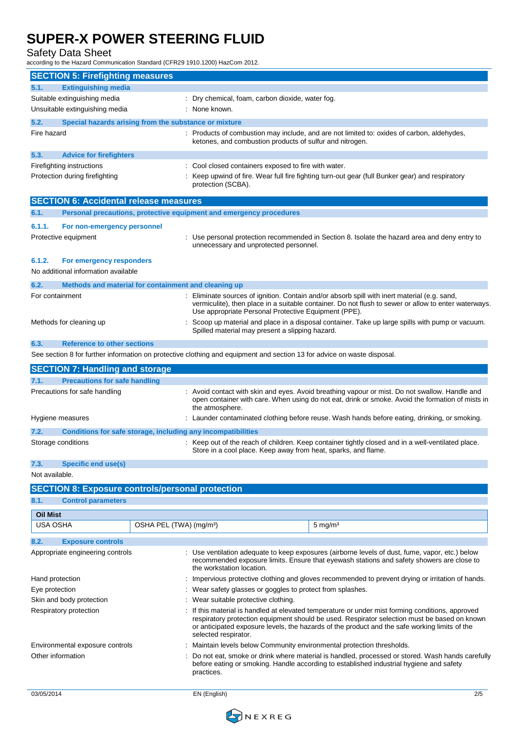## SECTION 5: Firefighting measures

### 5.1. Extinguishing media

Suitable extinguishing media : Dry chemical, foam, carbon dioxide, water fog.

Unsuitable extinguishing media : None known.

### 5.2. Special hazards arising from the substance or mixture

Fire hazard : Products of combustion may include, and are not limited to: oxides of carbon, aldehydes, ketones, and combustion products of sulfur and nitrogen.

### 5.3. Advice for firefighters

Firefighting instructions : Cool closed containers exposed to fire with water.

Protection during firefighting : Keep upwind of fire. Wear full fire fighting turn-out gear (full Bunker gear) and respiratory protection (SCBA).

## SECTION 6: Accidental release measures

### 6.1. Personal precautions, protective equipment and emergency procedures

#### 6.1.1. For non-emergency personnel

Protective equipment : Use personal protection recommended in Section 8. Isolate the hazard area and deny entry to unnecessary and unprotected personnel.

#### 6.1.2. For emergency responders

No additional information available

### 6.2. Methods and material for containment and cleaning up

For containment : Eliminate sources of ignition. Contain and/or absorb spill with inert material (e.g. sand, vermiculite), then place in a suitable container. Do not flush to sewer or allow to enter waterways. Use appropriate Personal Protective Equipment (PPE).

Methods for cleaning up : Scoop up material and place in a disposal container. Take up large spills with pump or vacuum. Spilled material may present a slipping hazard.

### 6.3. Reference to other sections

See section 8 for further information on protective clothing and equipment and section 13 for advice on waste disposal.

## SECTION 7: Handling and storage

### 7.1. Precautions for safe handling

Precautions for safe handling : Avoid contact with skin and eyes. Avoid breathing vapour or mist. Do not swallow. Handle and open container with care. When using do not eat, drink or smoke. Avoid the formation of mists in the atmosphere.

Hygiene measures : Launder contaminated clothing before reuse. Wash hands before eating, drinking, or smoking.

### 7.2. Conditions for safe storage, including any incompatibilities

Storage conditions : Keep out of the reach of children. Keep container tightly closed and in a well-ventilated place. Store in a cool place. Keep away from heat, sparks, and flame.

### 7.3. Specific end use(s)

Not available.

## SECTION 8: Exposure controls/personal protection

### 8.1. Control parameters

| Oil Mist | | |
|---|---|---|
| USA OSHA | OSHA PEL (TWA) (mg/m³) | 5 mg/m³ |

### 8.2. Exposure controls

Appropriate engineering controls : Use ventilation adequate to keep exposures (airborne levels of dust, fume, vapor, etc.) below recommended exposure limits. Ensure that eyewash stations and safety showers are close to the workstation location.

Hand protection : Impervious protective clothing and gloves recommended to prevent drying or irritation of hands.

Eye protection : Wear safety glasses or goggles to protect from splashes.

Skin and body protection : Wear suitable protective clothing.

Respiratory protection : If this material is handled at elevated temperature or under mist forming conditions, approved respiratory protection equipment should be used. Respirator selection must be based on known or anticipated exposure levels, the hazards of the product and the safe working limits of the selected respirator.

Environmental exposure controls : Maintain levels below Community environmental protection thresholds.

Other information : Do not eat, smoke or drink where material is handled, processed or stored. Wash hands carefully before eating or smoking. Handle according to established industrial hygiene and safety practices.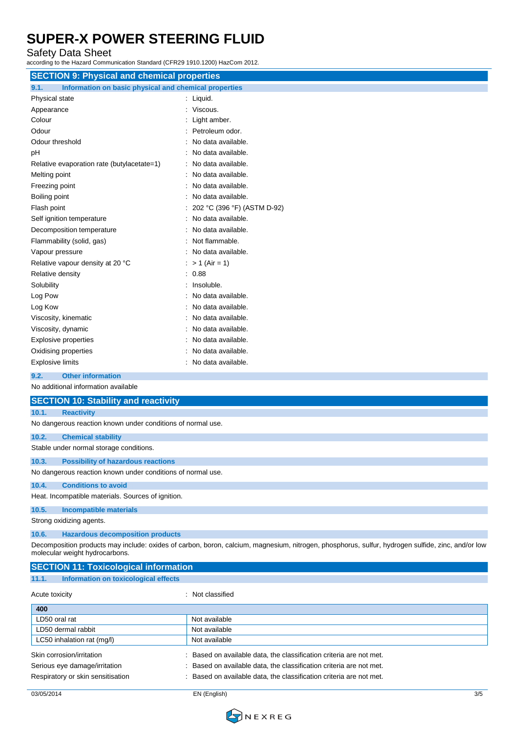## SECTION 9: Physical and chemical properties

### 9.1. Information on basic physical and chemical properties

| | |
|---|---|
| Physical state | : Liquid. |
| Appearance | : Viscous. |
| Colour | : Light amber. |
| Odour | : Petroleum odor. |
| Odour threshold | : No data available. |
| pH | : No data available. |
| Relative evaporation rate (butylacetate=1) | : No data available. |
| Melting point | : No data available. |
| Freezing point | : No data available. |
| Boiling point | : No data available. |
| Flash point | : 202 °C (396 °F) (ASTM D-92) |
| Self ignition temperature | : No data available. |
| Decomposition temperature | : No data available. |
| Flammability (solid, gas) | : Not flammable. |
| Vapour pressure | : No data available. |
| Relative vapour density at 20 °C | : > 1 (Air = 1) |
| Relative density | : 0.88 |
| Solubility | : Insoluble. |
| Log Pow | : No data available. |
| Log Kow | : No data available. |
| Viscosity, kinematic | : No data available. |
| Viscosity, dynamic | : No data available. |
| Explosive properties | : No data available. |
| Oxidising properties | : No data available. |
| Explosive limits | : No data available. |

### 9.2. Other information

No additional information available

## SECTION 10: Stability and reactivity

### 10.1. Reactivity

No dangerous reaction known under conditions of normal use.

### 10.2. Chemical stability

Stable under normal storage conditions.

### 10.3. Possibility of hazardous reactions

No dangerous reaction known under conditions of normal use.

### 10.4. Conditions to avoid

Heat. Incompatible materials. Sources of ignition.

### 10.5. Incompatible materials

Strong oxidizing agents.

### 10.6. Hazardous decomposition products

Decomposition products may include: oxides of carbon, boron, calcium, magnesium, nitrogen, phosphorus, sulfur, hydrogen sulfide, zinc, and/or low molecular weight hydrocarbons.

## SECTION 11: Toxicological information

### 11.1. Information on toxicological effects

Acute toxicity : Not classified

| 400 | |
|---|---|
| LD50 oral rat | Not available |
| LD50 dermal rabbit | Not available |
| LC50 inhalation rat (mg/l) | Not available |

| | |
|---|---|
| Skin corrosion/irritation | : Based on available data, the classification criteria are not met. |
| Serious eye damage/irritation | : Based on available data, the classification criteria are not met. |
| Respiratory or skin sensitisation | : Based on available data, the classification criteria are not met. |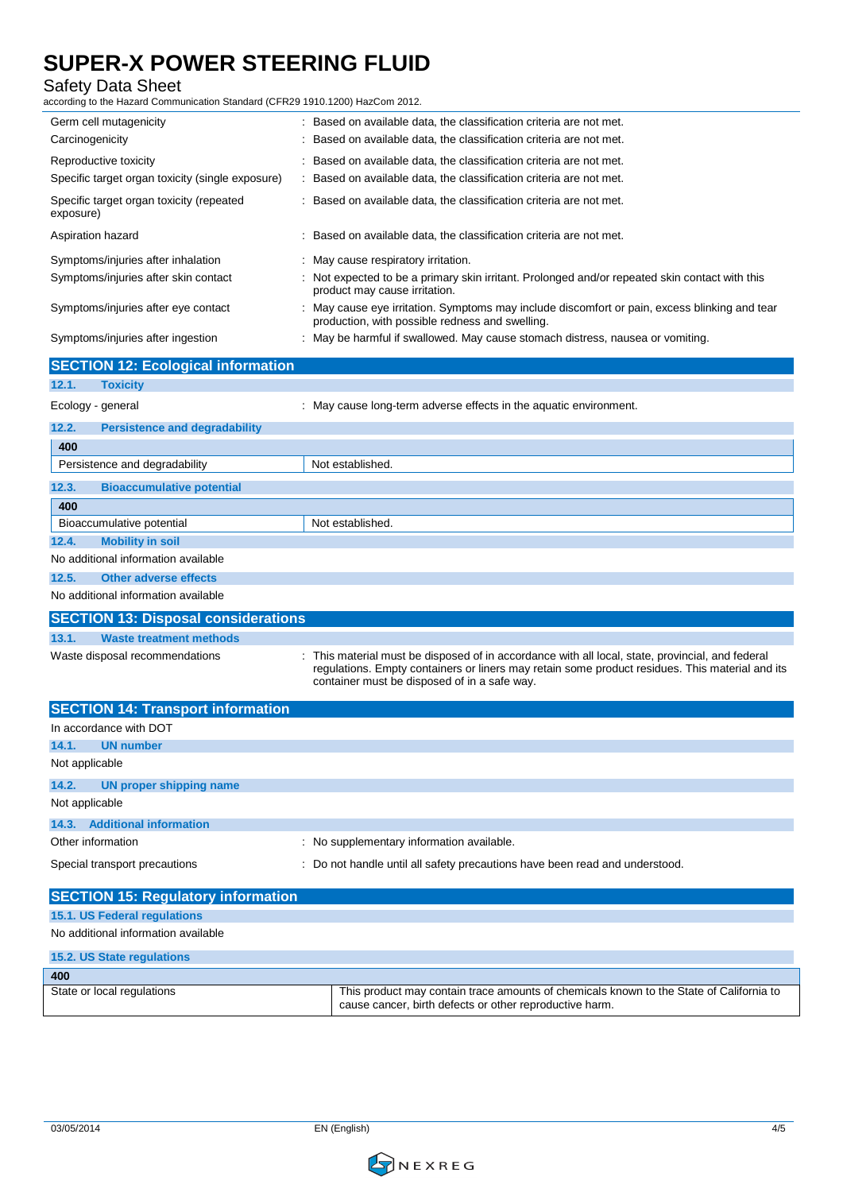| | |
|---|---|
| Germ cell mutagenicity | : Based on available data, the classification criteria are not met. |
| Carcinogenicity | : Based on available data, the classification criteria are not met. |
| Reproductive toxicity | : Based on available data, the classification criteria are not met. |
| Specific target organ toxicity (single exposure) | : Based on available data, the classification criteria are not met. |
| Specific target organ toxicity (repeated exposure) | : Based on available data, the classification criteria are not met. |
| Aspiration hazard | : Based on available data, the classification criteria are not met. |
| Symptoms/injuries after inhalation | : May cause respiratory irritation. |
| Symptoms/injuries after skin contact | : Not expected to be a primary skin irritant. Prolonged and/or repeated skin contact with this product may cause irritation. |
| Symptoms/injuries after eye contact | : May cause eye irritation. Symptoms may include discomfort or pain, excess blinking and tear production, with possible redness and swelling. |
| Symptoms/injuries after ingestion | : May be harmful if swallowed. May cause stomach distress, nausea or vomiting. |

## SECTION 12: Ecological information

### 12.1. Toxicity

Ecology - general : May cause long-term adverse effects in the aquatic environment.

### 12.2. Persistence and degradability

| 400 | |
|---|---|
| Persistence and degradability | Not established. |

### 12.3. Bioaccumulative potential

| 400 | |
|---|---|
| Bioaccumulative potential | Not established. |

### 12.4. Mobility in soil

No additional information available

### 12.5. Other adverse effects

No additional information available

## SECTION 13: Disposal considerations

### 13.1. Waste treatment methods

Waste disposal recommendations : This material must be disposed of in accordance with all local, state, provincial, and federal regulations. Empty containers or liners may retain some product residues. This material and its container must be disposed of in a safe way.

## SECTION 14: Transport information

In accordance with DOT

### 14.1. UN number

Not applicable

### 14.2. UN proper shipping name

Not applicable

### 14.3. Additional information

Other information : No supplementary information available.

Special transport precautions : Do not handle until all safety precautions have been read and understood.

## SECTION 15: Regulatory information

### 15.1. US Federal regulations

No additional information available

### 15.2. US State regulations

| 400 | |
|---|---|
| State or local regulations | This product may contain trace amounts of chemicals known to the State of California to cause cancer, birth defects or other reproductive harm. |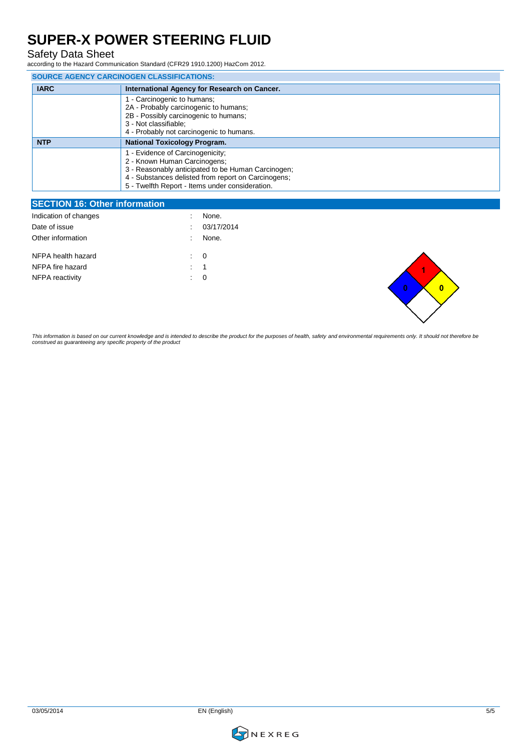**SOURCE AGENCY CARCINOGEN CLASSIFICATIONS:**

| | |
|---|---|
| **IARC** | **International Agency for Research on Cancer.** |
| | 1 - Carcinogenic to humans;<br>2A - Probably carcinogenic to humans;<br>2B - Possibly carcinogenic to humans;<br>3 - Not classifiable;<br>4 - Probably not carcinogenic to humans. |
| **NTP** | **National Toxicology Program.** |
| | 1 - Evidence of Carcinogenicity;<br>2 - Known Human Carcinogens;<br>3 - Reasonably anticipated to be Human Carcinogen;<br>4 - Substances delisted from report on Carcinogens;<br>5 - Twelfth Report - Items under consideration. |

## SECTION 16: Other information

| | | |
|---|---|---|
| Indication of changes | : | None. |
| Date of issue | : | 03/17/2014 |
| Other information | : | None. |
| NFPA health hazard | : | 0 |
| NFPA fire hazard | : | 1 |
| NFPA reactivity | : | 0 |

1

0

0

*This information is based on our current knowledge and is intended to describe the product for the purposes of health, safety and environmental requirements only. It should not therefore be construed as guaranteeing any specific property of the product*